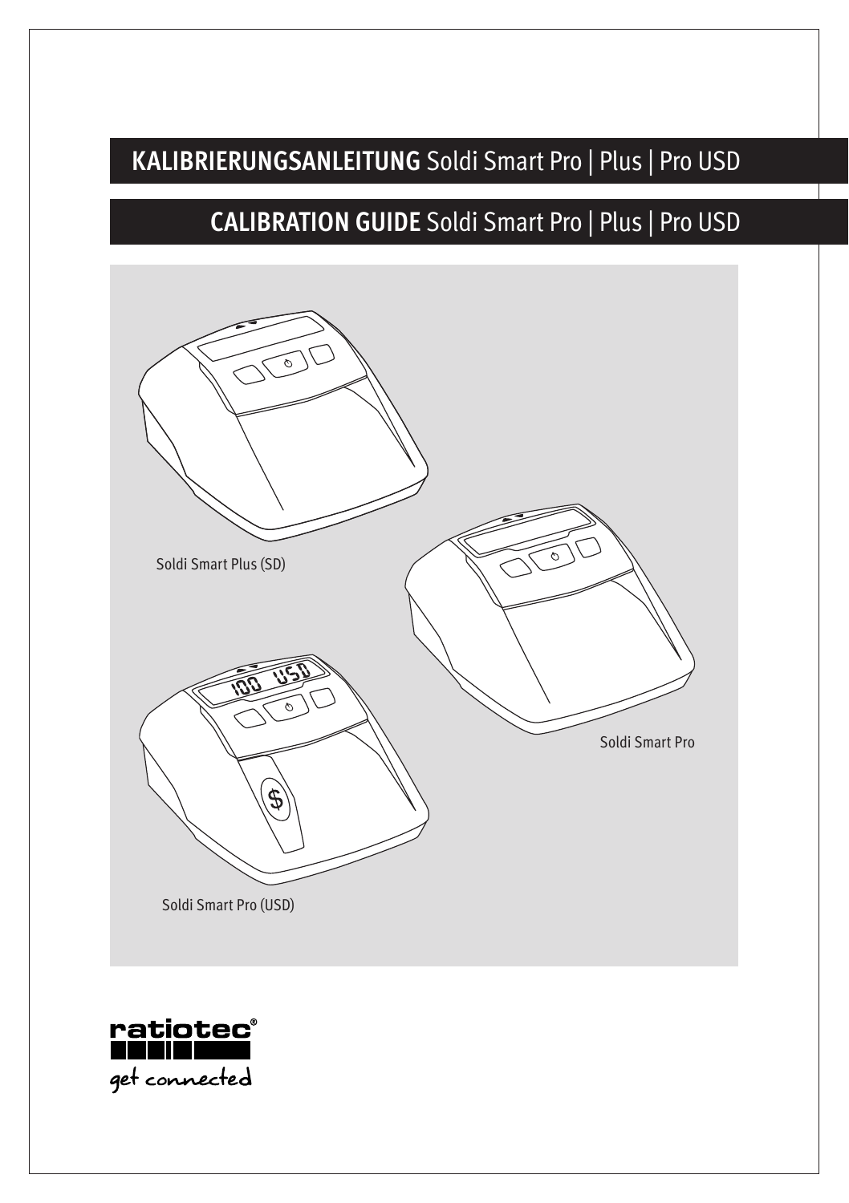# KALIBRIERUNGSANLEITUNG Soldi Smart Pro | Plus | Pro USD

# CALIBRATION GUIDE Soldi Smart Pro | Plus | Pro USD

Soldi Smart Plus (SD)

Soldi Smart Pro

Soldi Smart Pro (USD)

ratiotec®
get connected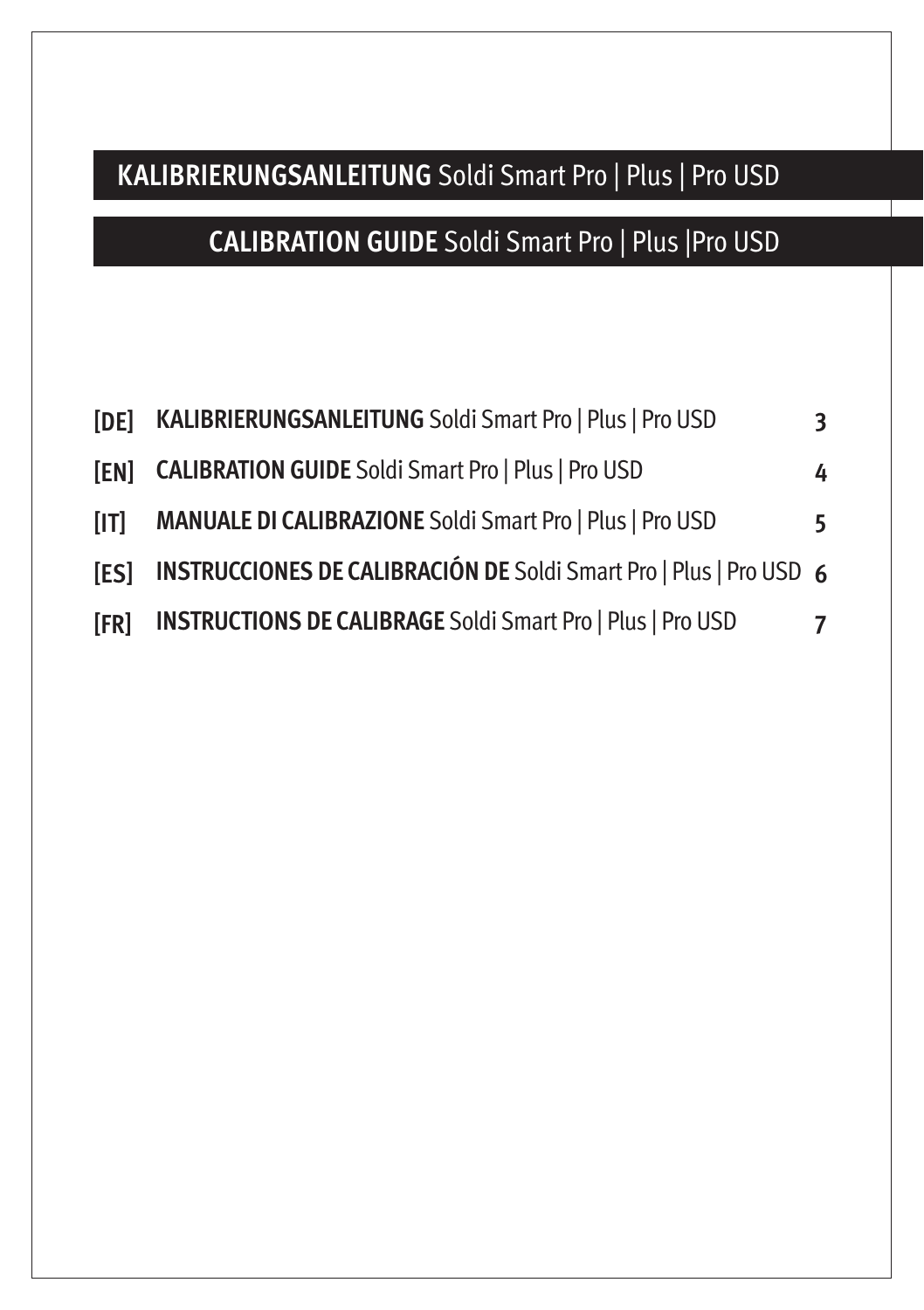# **KALIBRIERUNGSANLEITUNG** Soldi Smart Pro | Plus | Pro USD

# **CALIBRATION GUIDE** Soldi Smart Pro | Plus |Pro USD

| | | |
|---|---|---|
| **[DE]** | **KALIBRIERUNGSANLEITUNG** Soldi Smart Pro \| Plus \| Pro USD | **3** |
| **[EN]** | **CALIBRATION GUIDE** Soldi Smart Pro \| Plus \| Pro USD | **4** |
| **[IT]** | **MANUALE DI CALIBRAZIONE** Soldi Smart Pro \| Plus \| Pro USD | **5** |
| **[ES]** | **INSTRUCCIONES DE CALIBRACIÓN DE** Soldi Smart Pro \| Plus \| Pro USD | **6** |
| **[FR]** | **INSTRUCTIONS DE CALIBRAGE** Soldi Smart Pro \| Plus \| Pro USD | **7** |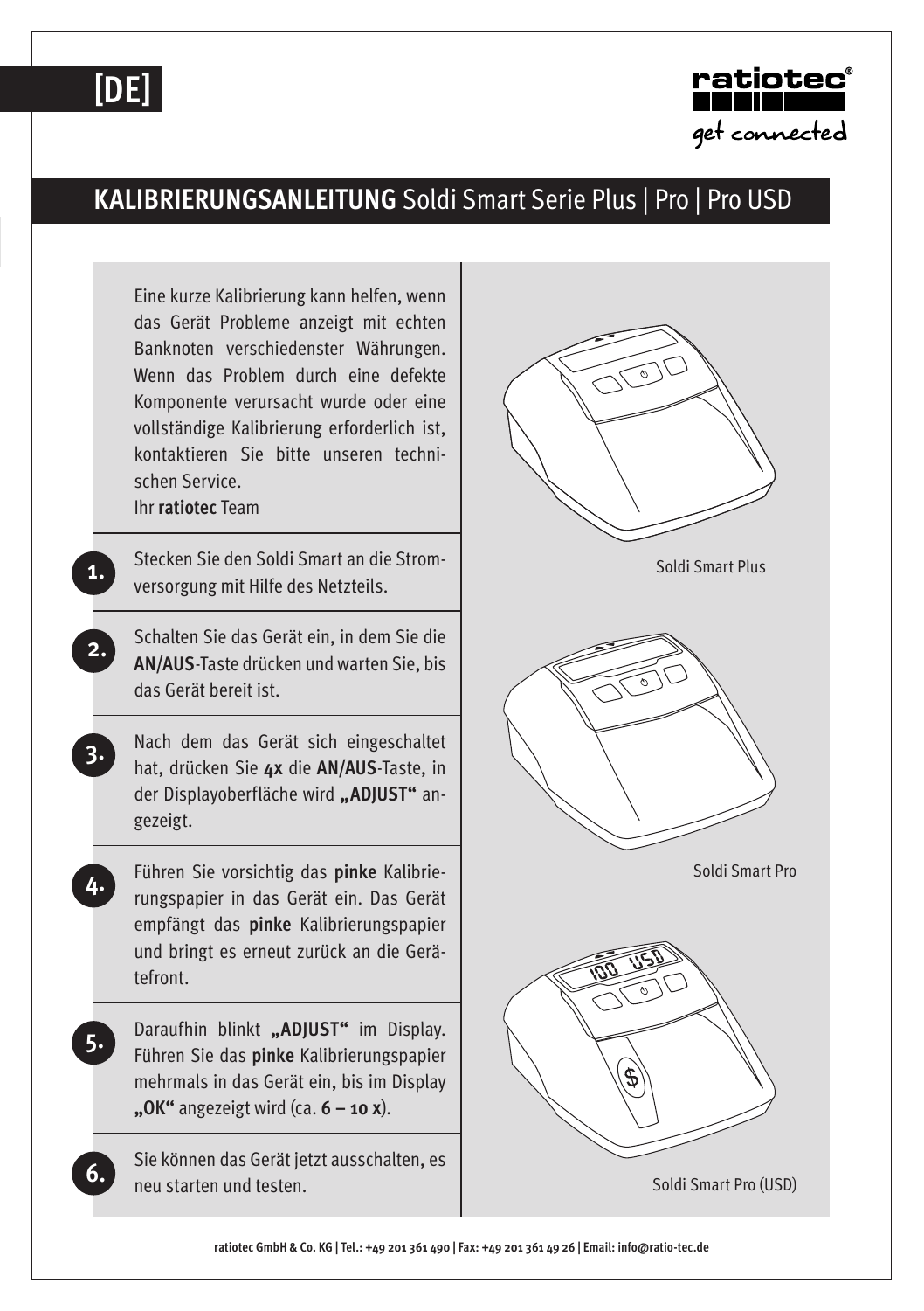[DE]

# KALIBRIERUNGSANLEITUNG Soldi Smart Serie Plus | Pro | Pro USD

Eine kurze Kalibrierung kann helfen, wenn das Gerät Probleme anzeigt mit echten Banknoten verschiedenster Währungen. Wenn das Problem durch eine defekte Komponente verursacht wurde oder eine vollständige Kalibrierung erforderlich ist, kontaktieren Sie bitte unseren technischen Service.
Ihr **ratiotec** Team

1. Stecken Sie den Soldi Smart an die Stromversorgung mit Hilfe des Netzteils.

2. Schalten Sie das Gerät ein, in dem Sie die **AN/AUS**-Taste drücken und warten Sie, bis das Gerät bereit ist.

3. Nach dem das Gerät sich eingeschaltet hat, drücken Sie **4x** die **AN/AUS**-Taste, in der Displayoberfläche wird **„ADJUST"** angezeigt.

4. Führen Sie vorsichtig das **pinke** Kalibrierungspapier in das Gerät ein. Das Gerät empfängt das **pinke** Kalibrierungspapier und bringt es erneut zurück an die Gerätefront.

5. Daraufhin blinkt **„ADJUST"** im Display. Führen Sie das **pinke** Kalibrierungspapier mehrmals in das Gerät ein, bis im Display **„OK"** angezeigt wird (ca. **6 – 10 x**).

6. Sie können das Gerät jetzt ausschalten, es neu starten und testen.

Soldi Smart Plus

Soldi Smart Pro

Soldi Smart Pro (USD)

ratiotec GmbH & Co. KG | Tel.: +49 201 361 490 | Fax: +49 201 361 49 26 | Email: info@ratio-tec.de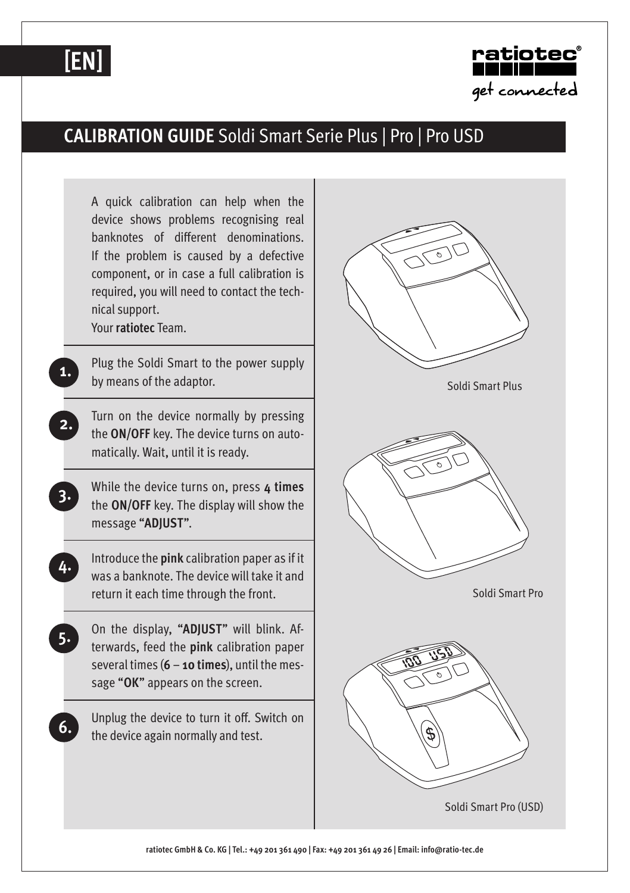[EN]

ratiotec®
get connected

# CALIBRATION GUIDE Soldi Smart Serie Plus | Pro | Pro USD

A quick calibration can help when the device shows problems recognising real banknotes of different denominations. If the problem is caused by a defective component, or in case a full calibration is required, you will need to contact the technical support.
Your **ratiotec** Team.

1. Plug the Soldi Smart to the power supply by means of the adaptor.

2. Turn on the device normally by pressing the **ON/OFF** key. The device turns on automatically. Wait, until it is ready.

3. While the device turns on, press **4 times** the **ON/OFF** key. The display will show the message **"ADJUST"**.

4. Introduce the **pink** calibration paper as if it was a banknote. The device will take it and return it each time through the front.

5. On the display, **"ADJUST"** will blink. Afterwards, feed the **pink** calibration paper several times (**6 – 10 times**), until the message **"OK"** appears on the screen.

6. Unplug the device to turn it off. Switch on the device again normally and test.

Soldi Smart Plus

Soldi Smart Pro

Soldi Smart Pro (USD)

**ratiotec GmbH & Co. KG | Tel.: +49 201 361 490 | Fax: +49 201 361 49 26 | Email: info@ratio-tec.de**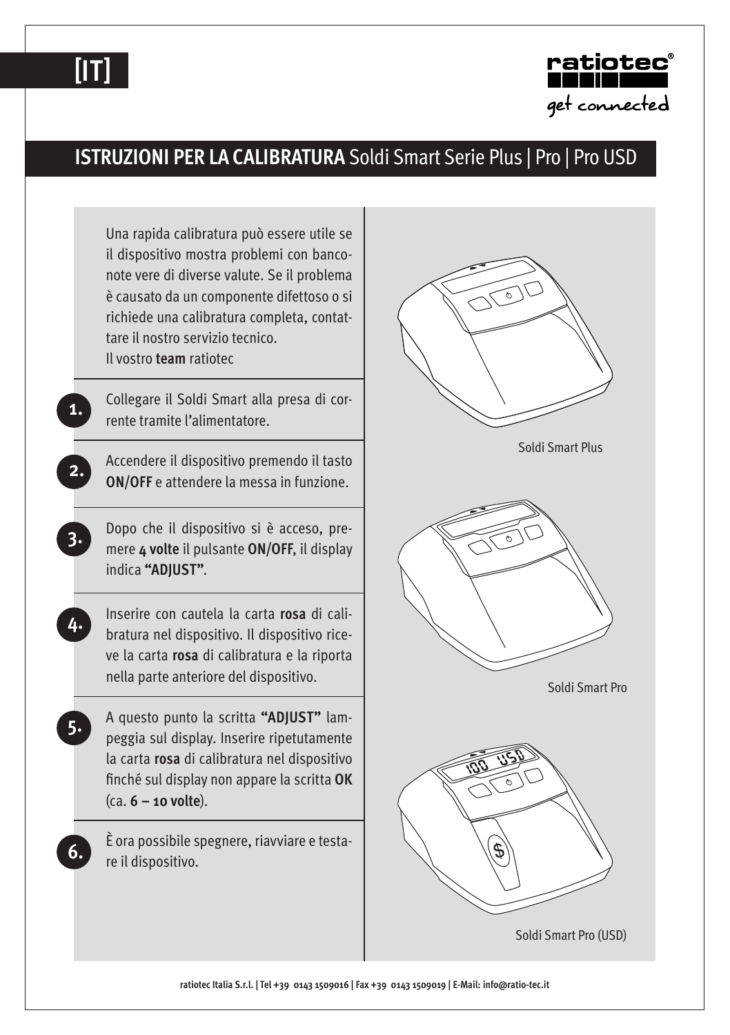[IT]

# ISTRUZIONI PER LA CALIBRATURA Soldi Smart Serie Plus | Pro | Pro USD

Una rapida calibratura può essere utile se il dispositivo mostra problemi con banconote vere di diverse valute. Se il problema è causato da un componente difettoso o si richiede una calibratura completa, contattare il nostro servizio tecnico.
Il vostro **team** ratiotec

1. Collegare il Soldi Smart alla presa di corrente tramite l'alimentatore.

2. Accendere il dispositivo premendo il tasto **ON/OFF** e attendere la messa in funzione.

3. Dopo che il dispositivo si è acceso, premere **4 volte** il pulsante **ON/OFF**, il display indica **"ADJUST"**.

4. Inserire con cautela la carta **rosa** di calibratura nel dispositivo. Il dispositivo riceve la carta **rosa** di calibratura e la riporta nella parte anteriore del dispositivo.

5. A questo punto la scritta **"ADJUST"** lampeggia sul display. Inserire ripetutamente la carta **rosa** di calibratura nel dispositivo finché sul display non appare la scritta **OK** (ca. **6 – 10 volte**).

6. È ora possibile spegnere, riavviare e testare il dispositivo.

Soldi Smart Plus

Soldi Smart Pro

Soldi Smart Pro (USD)

ratiotec Italia S.r.l. | Tel +39 0143 1509016 | Fax +39 0143 1509019 | E-Mail: info@ratio-tec.it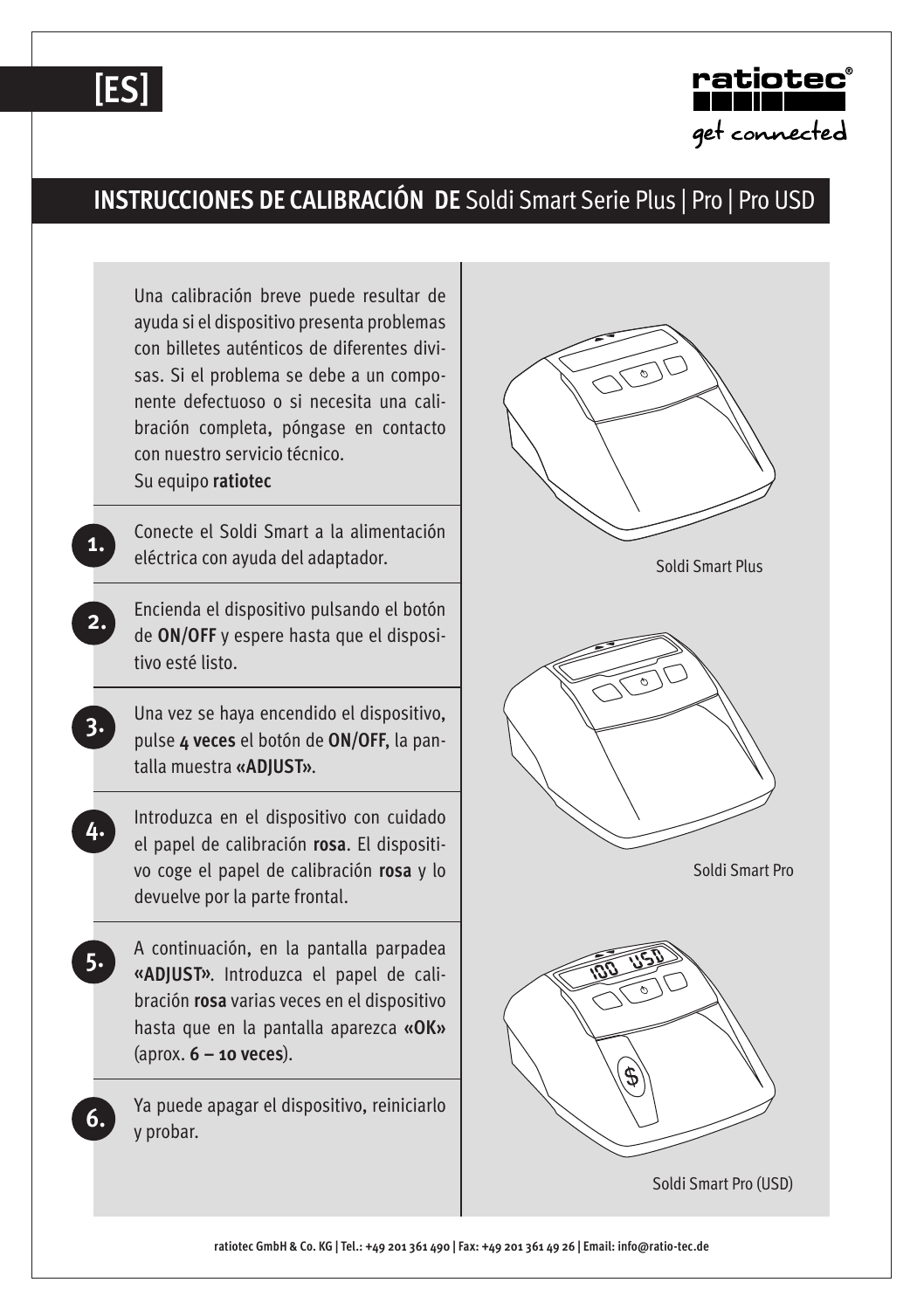[ES]

# INSTRUCCIONES DE CALIBRACIÓN DE Soldi Smart Serie Plus | Pro | Pro USD

Una calibración breve puede resultar de ayuda si el dispositivo presenta problemas con billetes auténticos de diferentes divisas. Si el problema se debe a un componente defectuoso o si necesita una calibración completa, póngase en contacto con nuestro servicio técnico.
Su equipo **ratiotec**

1. Conecte el Soldi Smart a la alimentación eléctrica con ayuda del adaptador.

2. Encienda el dispositivo pulsando el botón de **ON/OFF** y espere hasta que el dispositivo esté listo.

3. Una vez se haya encendido el dispositivo, pulse **4 veces** el botón de **ON/OFF**, la pantalla muestra **«ADJUST»**.

4. Introduzca en el dispositivo con cuidado el papel de calibración **rosa**. El dispositivo coge el papel de calibración **rosa** y lo devuelve por la parte frontal.

5. A continuación, en la pantalla parpadea **«ADJUST»**. Introduzca el papel de calibración **rosa** varias veces en el dispositivo hasta que en la pantalla aparezca **«OK»** (aprox. **6 – 10 veces**).

6. Ya puede apagar el dispositivo, reiniciarlo y probar.

Soldi Smart Plus

Soldi Smart Pro

Soldi Smart Pro (USD)

ratiotec GmbH & Co. KG | Tel.: +49 201 361 490 | Fax: +49 201 361 49 26 | Email: info@ratio-tec.de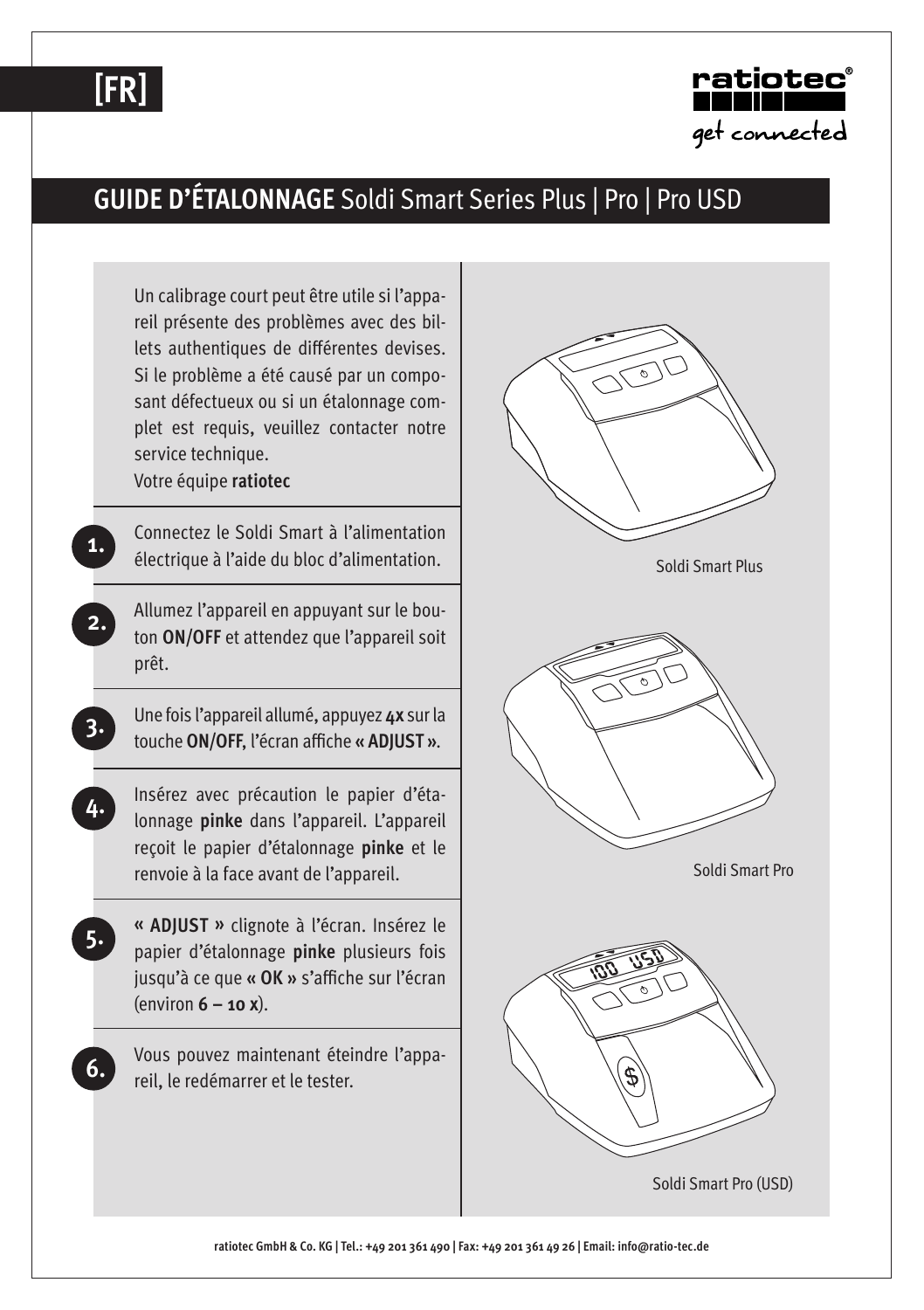[FR]

# GUIDE D'ÉTALONNAGE Soldi Smart Series Plus | Pro | Pro USD

Un calibrage court peut être utile si l'appareil présente des problèmes avec des billets authentiques de différentes devises. Si le problème a été causé par un composant défectueux ou si un étalonnage complet est requis, veuillez contacter notre service technique.
Votre équipe **ratiotec**

1. Connectez le Soldi Smart à l'alimentation électrique à l'aide du bloc d'alimentation.

2. Allumez l'appareil en appuyant sur le bouton **ON/OFF** et attendez que l'appareil soit prêt.

3. Une fois l'appareil allumé, appuyez **4x** sur la touche **ON/OFF**, l'écran affiche **« ADJUST »**.

4. Insérez avec précaution le papier d'étalonnage **pinke** dans l'appareil. L'appareil reçoit le papier d'étalonnage **pinke** et le renvoie à la face avant de l'appareil.

5. **« ADJUST »** clignote à l'écran. Insérez le papier d'étalonnage **pinke** plusieurs fois jusqu'à ce que **« OK »** s'affiche sur l'écran (environ **6 – 10 x**).

6. Vous pouvez maintenant éteindre l'appareil, le redémarrer et le tester.

Soldi Smart Plus

Soldi Smart Pro

Soldi Smart Pro (USD)

ratiotec GmbH & Co. KG | Tel.: +49 201 361 490 | Fax: +49 201 361 49 26 | Email: info@ratio-tec.de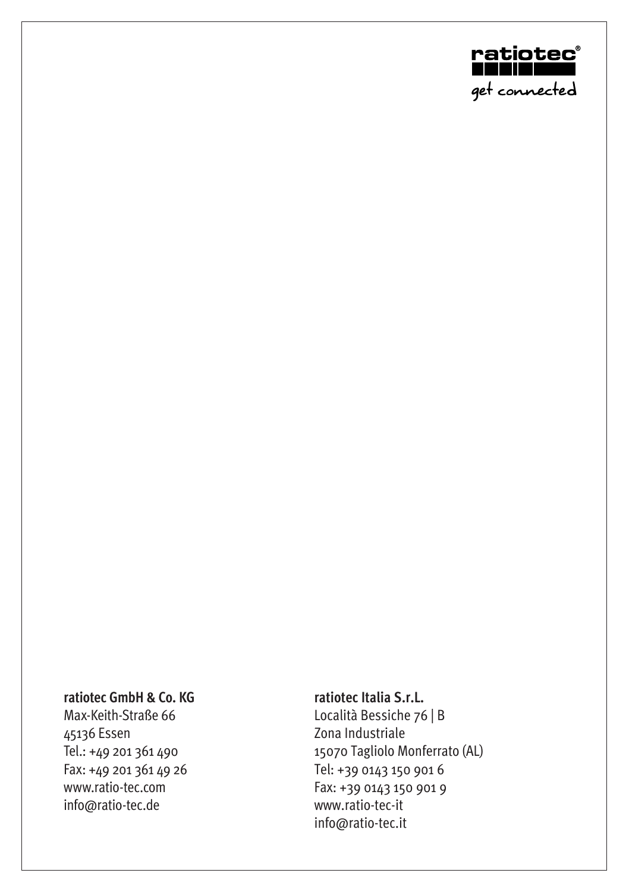ratiotec®

get connected

**ratiotec GmbH & Co. KG**
Max-Keith-Straße 66
45136 Essen
Tel.: +49 201 361 490
Fax: +49 201 361 49 26
www.ratio-tec.com
info@ratio-tec.de

**ratiotec Italia S.r.L.**
Località Bessiche 76 | B
Zona Industriale
15070 Tagliolo Monferrato (AL)
Tel: +39 0143 150 901 6
Fax: +39 0143 150 901 9
www.ratio-tec-it
info@ratio-tec.it